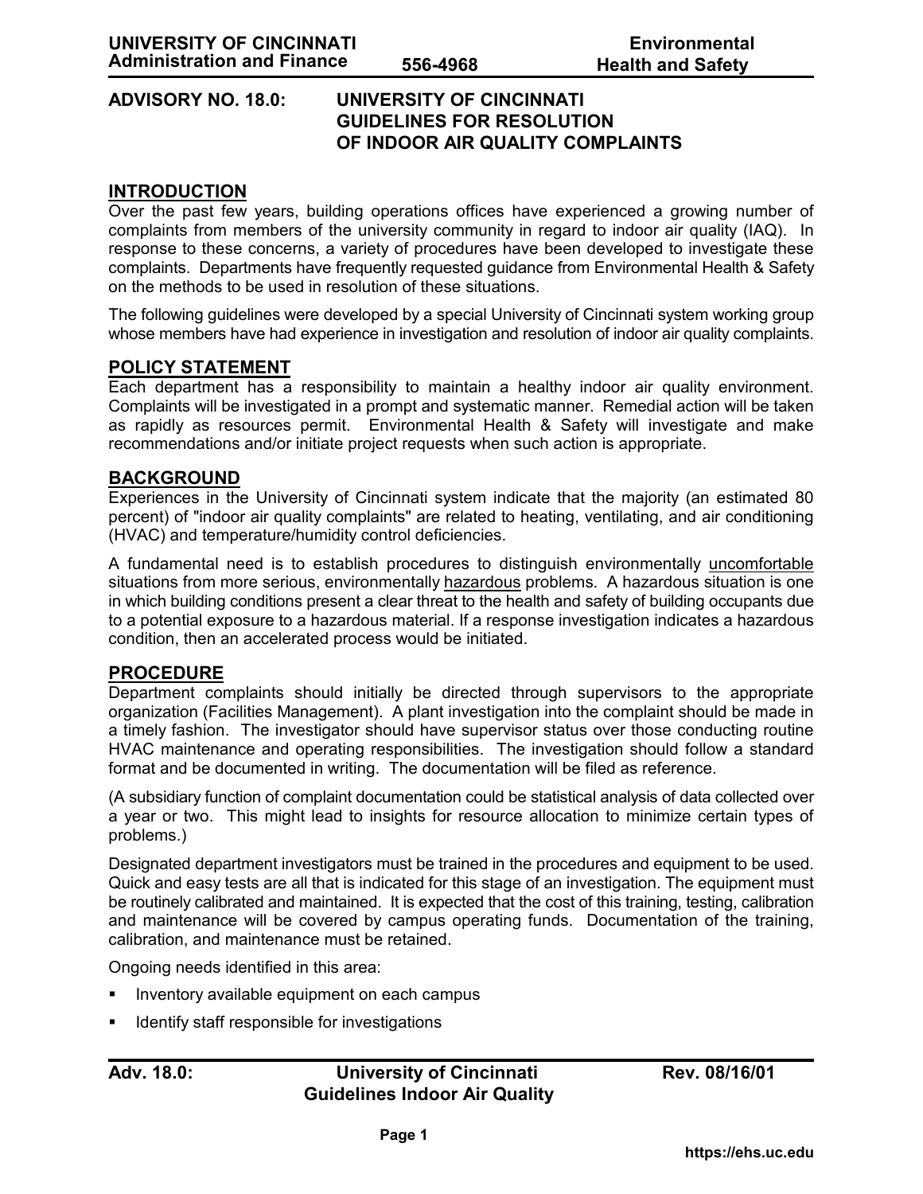# ADVISORY NO. 18.0: UNIVERSITY OF CINCINNATI GUIDELINES FOR RESOLUTION OF INDOOR AIR QUALITY COMPLAINTS

## INTRODUCTION

Over the past few years, building operations offices have experienced a growing number of complaints from members of the university community in regard to indoor air quality (IAQ). In response to these concerns, a variety of procedures have been developed to investigate these complaints. Departments have frequently requested guidance from Environmental Health & Safety on the methods to be used in resolution of these situations.

The following guidelines were developed by a special University of Cincinnati system working group whose members have had experience in investigation and resolution of indoor air quality complaints.

## POLICY STATEMENT

Each department has a responsibility to maintain a healthy indoor air quality environment. Complaints will be investigated in a prompt and systematic manner. Remedial action will be taken as rapidly as resources permit. Environmental Health & Safety will investigate and make recommendations and/or initiate project requests when such action is appropriate.

## BACKGROUND

Experiences in the University of Cincinnati system indicate that the majority (an estimated 80 percent) of "indoor air quality complaints" are related to heating, ventilating, and air conditioning (HVAC) and temperature/humidity control deficiencies.

A fundamental need is to establish procedures to distinguish environmentally uncomfortable situations from more serious, environmentally hazardous problems. A hazardous situation is one in which building conditions present a clear threat to the health and safety of building occupants due to a potential exposure to a hazardous material. If a response investigation indicates a hazardous condition, then an accelerated process would be initiated.

## PROCEDURE

Department complaints should initially be directed through supervisors to the appropriate organization (Facilities Management). A plant investigation into the complaint should be made in a timely fashion. The investigator should have supervisor status over those conducting routine HVAC maintenance and operating responsibilities. The investigation should follow a standard format and be documented in writing. The documentation will be filed as reference.

(A subsidiary function of complaint documentation could be statistical analysis of data collected over a year or two. This might lead to insights for resource allocation to minimize certain types of problems.)

Designated department investigators must be trained in the procedures and equipment to be used. Quick and easy tests are all that is indicated for this stage of an investigation. The equipment must be routinely calibrated and maintained. It is expected that the cost of this training, testing, calibration and maintenance will be covered by campus operating funds. Documentation of the training, calibration, and maintenance must be retained.

Ongoing needs identified in this area:

- Inventory available equipment on each campus
- Identify staff responsible for investigations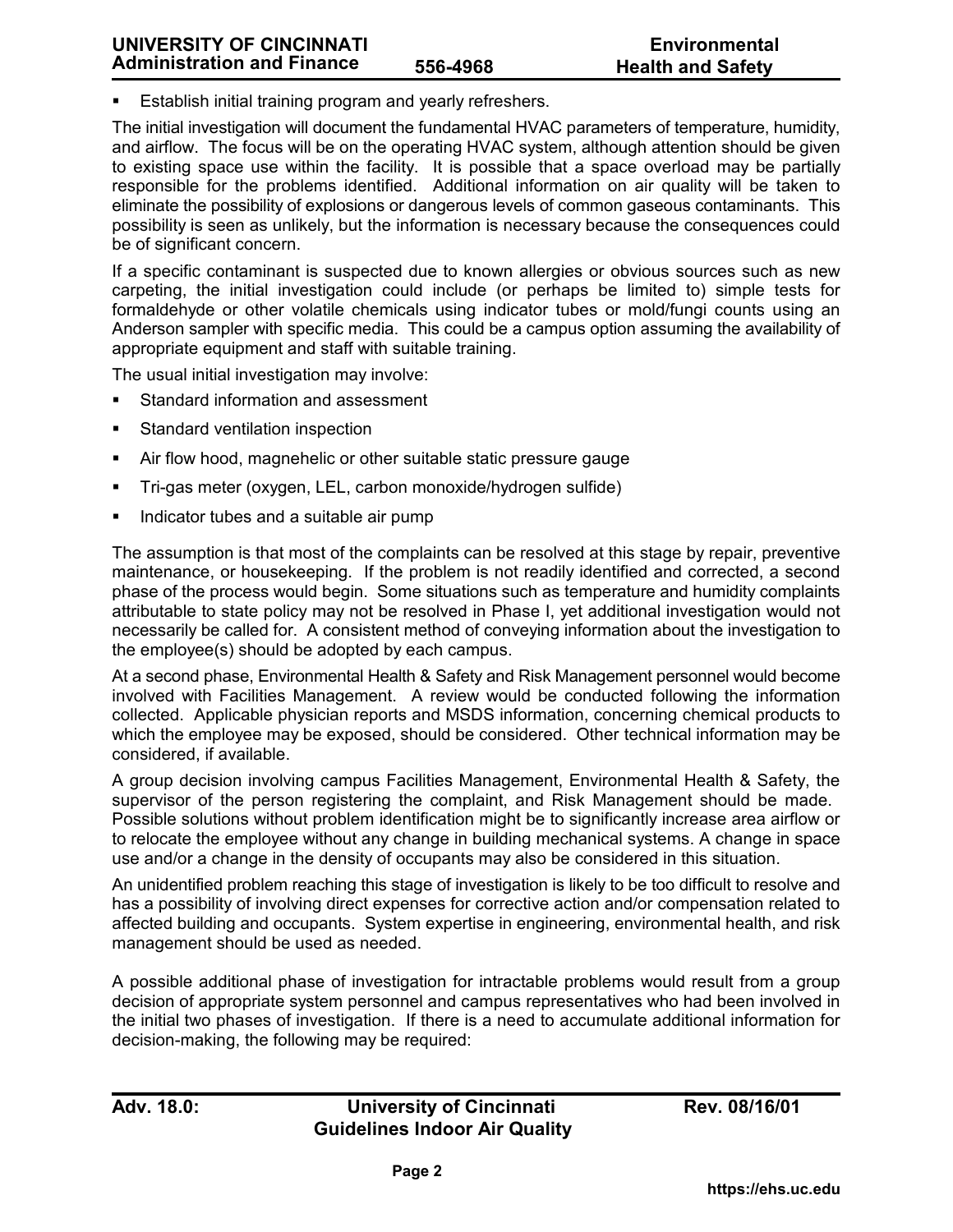- Establish initial training program and yearly refreshers.

The initial investigation will document the fundamental HVAC parameters of temperature, humidity, and airflow. The focus will be on the operating HVAC system, although attention should be given to existing space use within the facility. It is possible that a space overload may be partially responsible for the problems identified. Additional information on air quality will be taken to eliminate the possibility of explosions or dangerous levels of common gaseous contaminants. This possibility is seen as unlikely, but the information is necessary because the consequences could be of significant concern.

If a specific contaminant is suspected due to known allergies or obvious sources such as new carpeting, the initial investigation could include (or perhaps be limited to) simple tests for formaldehyde or other volatile chemicals using indicator tubes or mold/fungi counts using an Anderson sampler with specific media. This could be a campus option assuming the availability of appropriate equipment and staff with suitable training.

The usual initial investigation may involve:

- Standard information and assessment
- Standard ventilation inspection
- Air flow hood, magnehelic or other suitable static pressure gauge
- Tri-gas meter (oxygen, LEL, carbon monoxide/hydrogen sulfide)
- Indicator tubes and a suitable air pump

The assumption is that most of the complaints can be resolved at this stage by repair, preventive maintenance, or housekeeping. If the problem is not readily identified and corrected, a second phase of the process would begin. Some situations such as temperature and humidity complaints attributable to state policy may not be resolved in Phase I, yet additional investigation would not necessarily be called for. A consistent method of conveying information about the investigation to the employee(s) should be adopted by each campus.

At a second phase, Environmental Health & Safety and Risk Management personnel would become involved with Facilities Management. A review would be conducted following the information collected. Applicable physician reports and MSDS information, concerning chemical products to which the employee may be exposed, should be considered. Other technical information may be considered, if available.

A group decision involving campus Facilities Management, Environmental Health & Safety, the supervisor of the person registering the complaint, and Risk Management should be made. Possible solutions without problem identification might be to significantly increase area airflow or to relocate the employee without any change in building mechanical systems. A change in space use and/or a change in the density of occupants may also be considered in this situation.

An unidentified problem reaching this stage of investigation is likely to be too difficult to resolve and has a possibility of involving direct expenses for corrective action and/or compensation related to affected building and occupants. System expertise in engineering, environmental health, and risk management should be used as needed.

A possible additional phase of investigation for intractable problems would result from a group decision of appropriate system personnel and campus representatives who had been involved in the initial two phases of investigation. If there is a need to accumulate additional information for decision-making, the following may be required: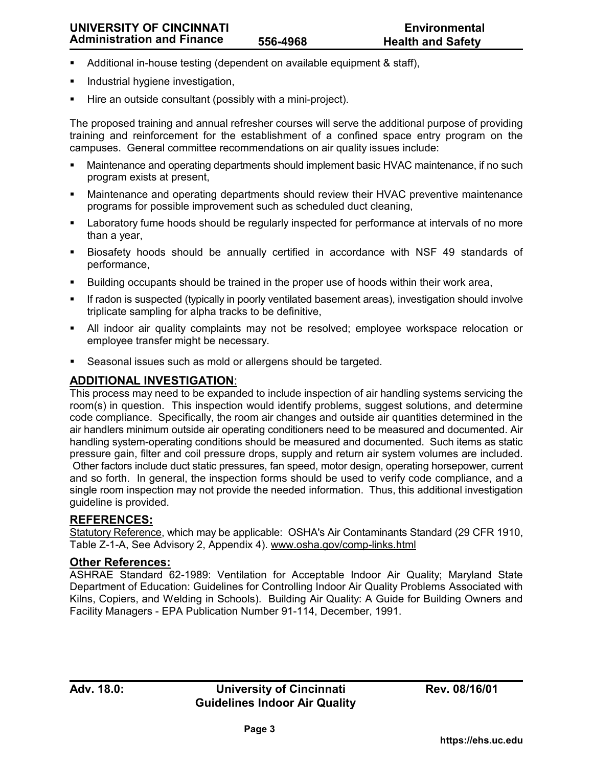- Additional in-house testing (dependent on available equipment & staff),
- Industrial hygiene investigation,
- Hire an outside consultant (possibly with a mini-project).

The proposed training and annual refresher courses will serve the additional purpose of providing training and reinforcement for the establishment of a confined space entry program on the campuses. General committee recommendations on air quality issues include:

- Maintenance and operating departments should implement basic HVAC maintenance, if no such program exists at present,
- Maintenance and operating departments should review their HVAC preventive maintenance programs for possible improvement such as scheduled duct cleaning,
- Laboratory fume hoods should be regularly inspected for performance at intervals of no more than a year,
- Biosafety hoods should be annually certified in accordance with NSF 49 standards of performance,
- Building occupants should be trained in the proper use of hoods within their work area,
- If radon is suspected (typically in poorly ventilated basement areas), investigation should involve triplicate sampling for alpha tracks to be definitive,
- All indoor air quality complaints may not be resolved; employee workspace relocation or employee transfer might be necessary.
- Seasonal issues such as mold or allergens should be targeted.

## ADDITIONAL INVESTIGATION:

This process may need to be expanded to include inspection of air handling systems servicing the room(s) in question. This inspection would identify problems, suggest solutions, and determine code compliance. Specifically, the room air changes and outside air quantities determined in the air handlers minimum outside air operating conditioners need to be measured and documented. Air handling system-operating conditions should be measured and documented. Such items as static pressure gain, filter and coil pressure drops, supply and return air system volumes are included. Other factors include duct static pressures, fan speed, motor design, operating horsepower, current and so forth. In general, the inspection forms should be used to verify code compliance, and a single room inspection may not provide the needed information. Thus, this additional investigation guideline is provided.

## REFERENCES:

Statutory Reference, which may be applicable: OSHA's Air Contaminants Standard (29 CFR 1910, Table Z-1-A, See Advisory 2, Appendix 4). www.osha.gov/comp-links.html

### Other References:

ASHRAE Standard 62-1989: Ventilation for Acceptable Indoor Air Quality; Maryland State Department of Education: Guidelines for Controlling Indoor Air Quality Problems Associated with Kilns, Copiers, and Welding in Schools). Building Air Quality: A Guide for Building Owners and Facility Managers - EPA Publication Number 91-114, December, 1991.